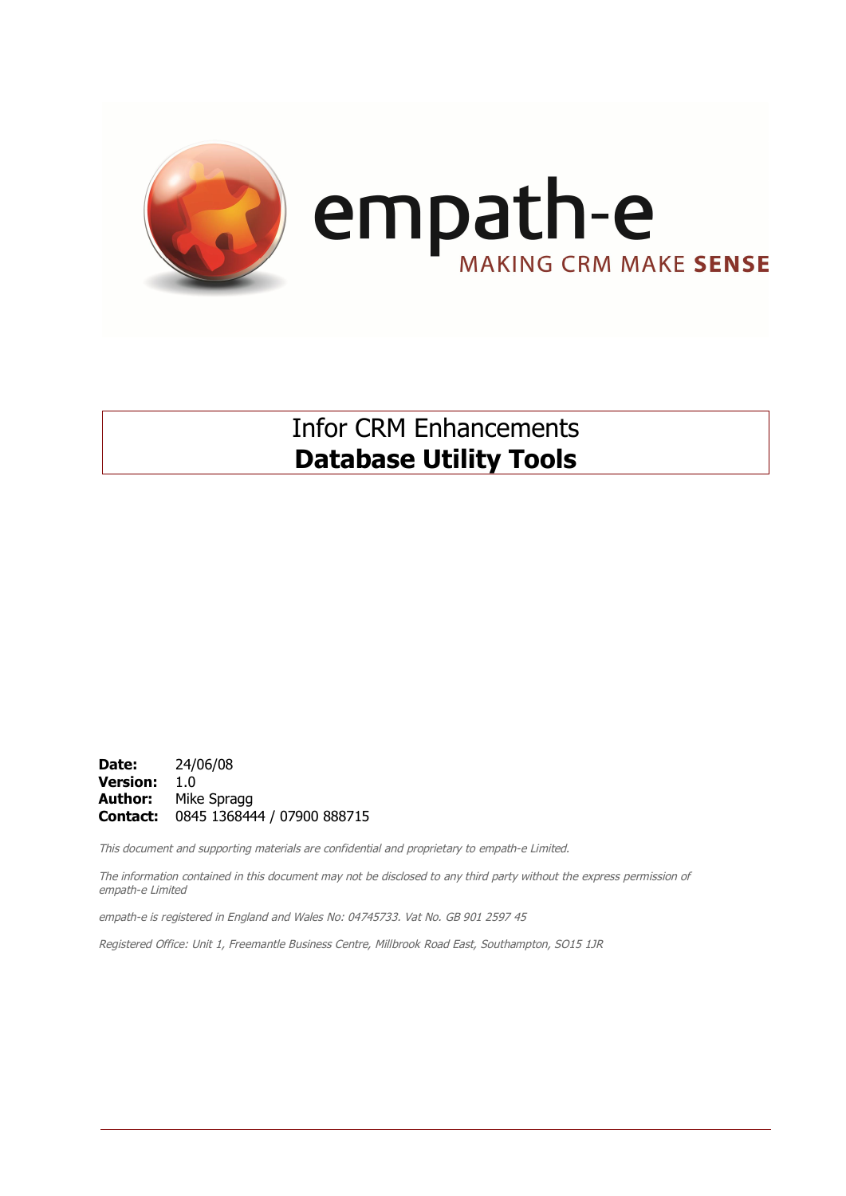empath-e

MAKING CRM MAKE **SENSE**

# Infor CRM Enhancements
# **Database Utility Tools**

**Date:** 24/06/08
**Version:** 1.0
**Author:** Mike Spragg
**Contact:** 0845 1368444 / 07900 888715

*This document and supporting materials are confidential and proprietary to empath-e Limited.*

*The information contained in this document may not be disclosed to any third party without the express permission of empath-e Limited*

*empath-e is registered in England and Wales No: 04745733. Vat No. GB 901 2597 45*

*Registered Office: Unit 1, Freemantle Business Centre, Millbrook Road East, Southampton, SO15 1JR*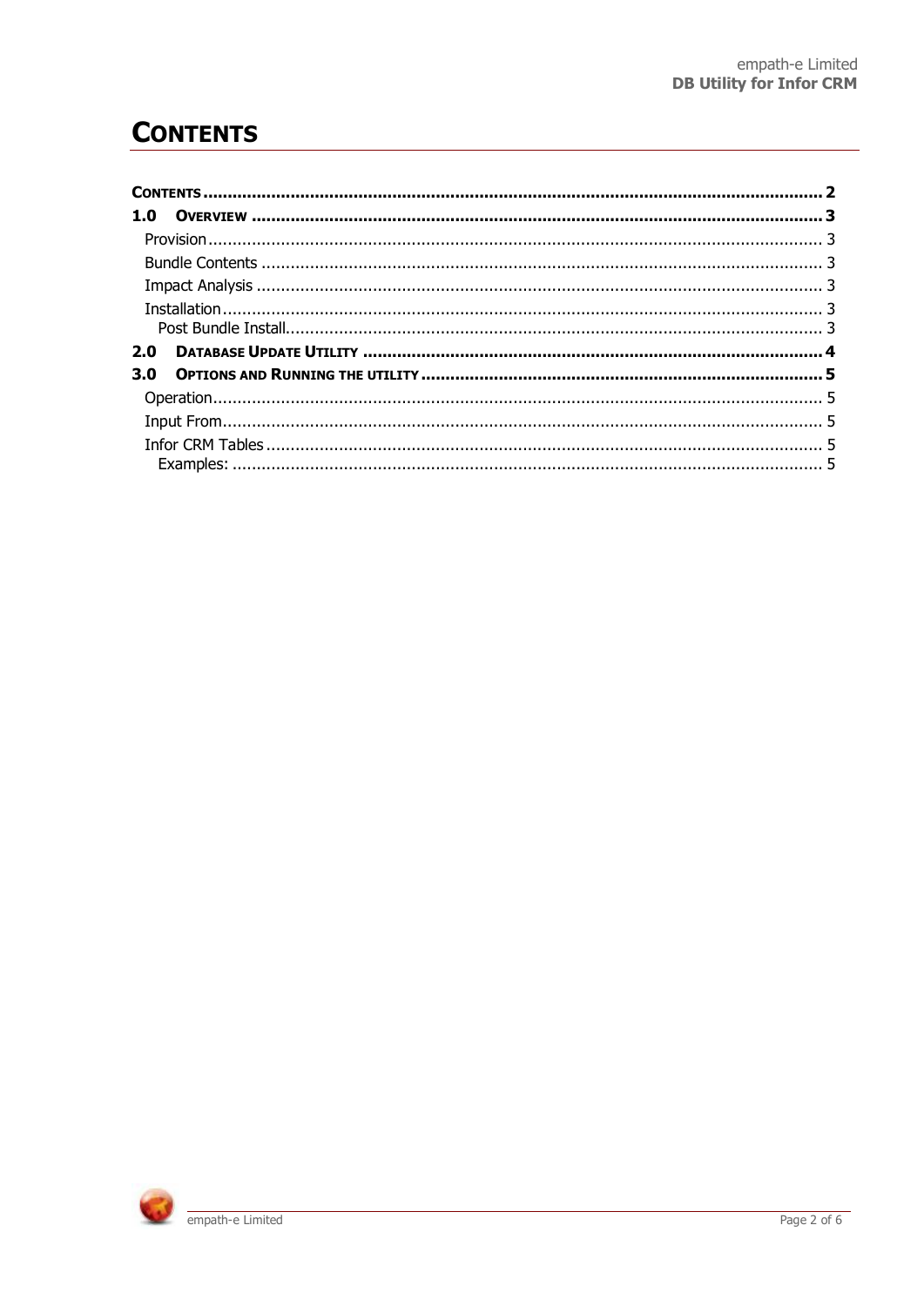# CONTENTS

| | |
|---|---|
| **CONTENTS** | **2** |
| **1.0 OVERVIEW** | **3** |
| Provision | 3 |
| Bundle Contents | 3 |
| Impact Analysis | 3 |
| Installation | 3 |
| Post Bundle Install | 3 |
| **2.0 DATABASE UPDATE UTILITY** | **4** |
| **3.0 OPTIONS AND RUNNING THE UTILITY** | **5** |
| Operation | 5 |
| Input From | 5 |
| Infor CRM Tables | 5 |
| Examples: | 5 |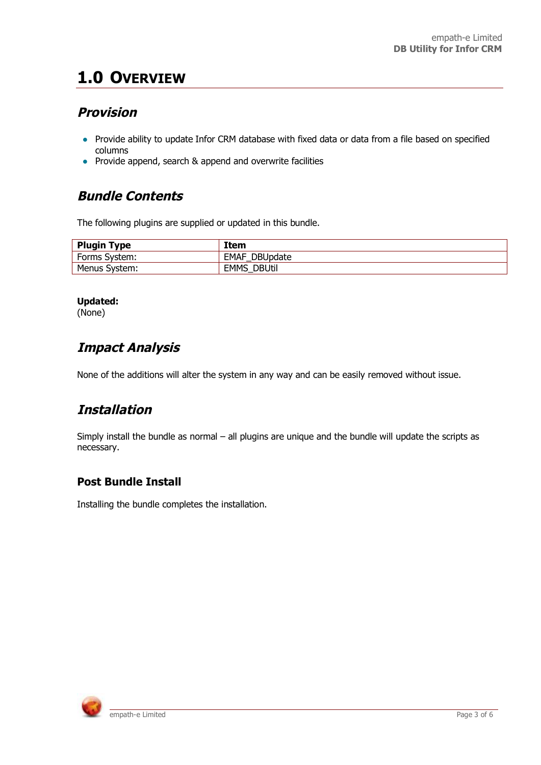# 1.0 OVERVIEW

## *Provision*

- Provide ability to update Infor CRM database with fixed data or data from a file based on specified columns
- Provide append, search & append and overwrite facilities

## *Bundle Contents*

The following plugins are supplied or updated in this bundle.

| Plugin Type | Item |
| --- | --- |
| Forms System: | EMAF_DBUpdate |
| Menus System: | EMMS_DBUtil |

**Updated:**
(None)

## *Impact Analysis*

None of the additions will alter the system in any way and can be easily removed without issue.

## *Installation*

Simply install the bundle as normal – all plugins are unique and the bundle will update the scripts as necessary.

### Post Bundle Install

Installing the bundle completes the installation.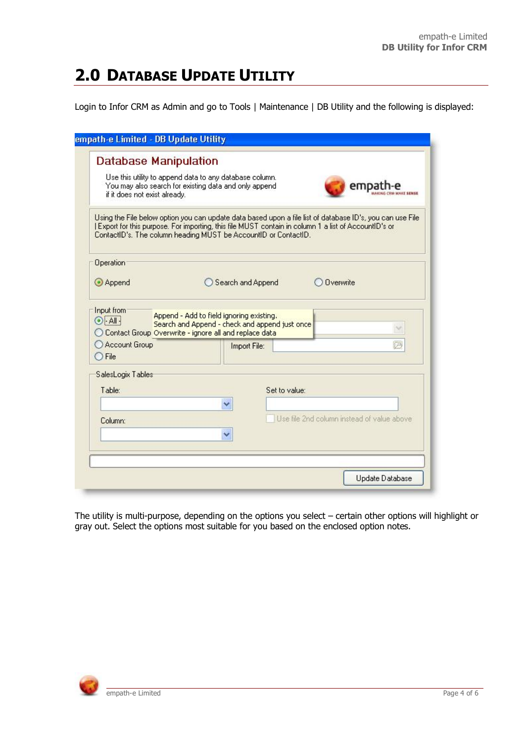## 2.0 Database Update Utility

Login to Infor CRM as Admin and go to Tools | Maintenance | DB Utility and the following is displayed:

empath-e Limited - DB Update Utility

**Database Manipulation**

Use this utility to append data to any database column.
You may also search for existing data and only append
if it does not exist already.

empath-e
MAKING CRM MAKE SENSE

Using the File below option you can update data based upon a file list of database ID's, you can use File | Export for this purpose. For importing, this file MUST contain in column 1 a list of AccountID's or ContactID's. The column heading MUST be AccountID or ContactID.

Operation

- Append
- Search and Append
- Overwrite

Input from

- All
- Contact Group
- Account Group
- File

Append - Add to field ignoring existing.
Search and Append - check and append just once
Overwrite - ignore all and replace data

Import File:

SalesLogix Tables

Table:

Column:

Set to value:

Use file 2nd column instead of value above

Update Database

The utility is multi-purpose, depending on the options you select – certain other options will highlight or gray out. Select the options most suitable for you based on the enclosed option notes.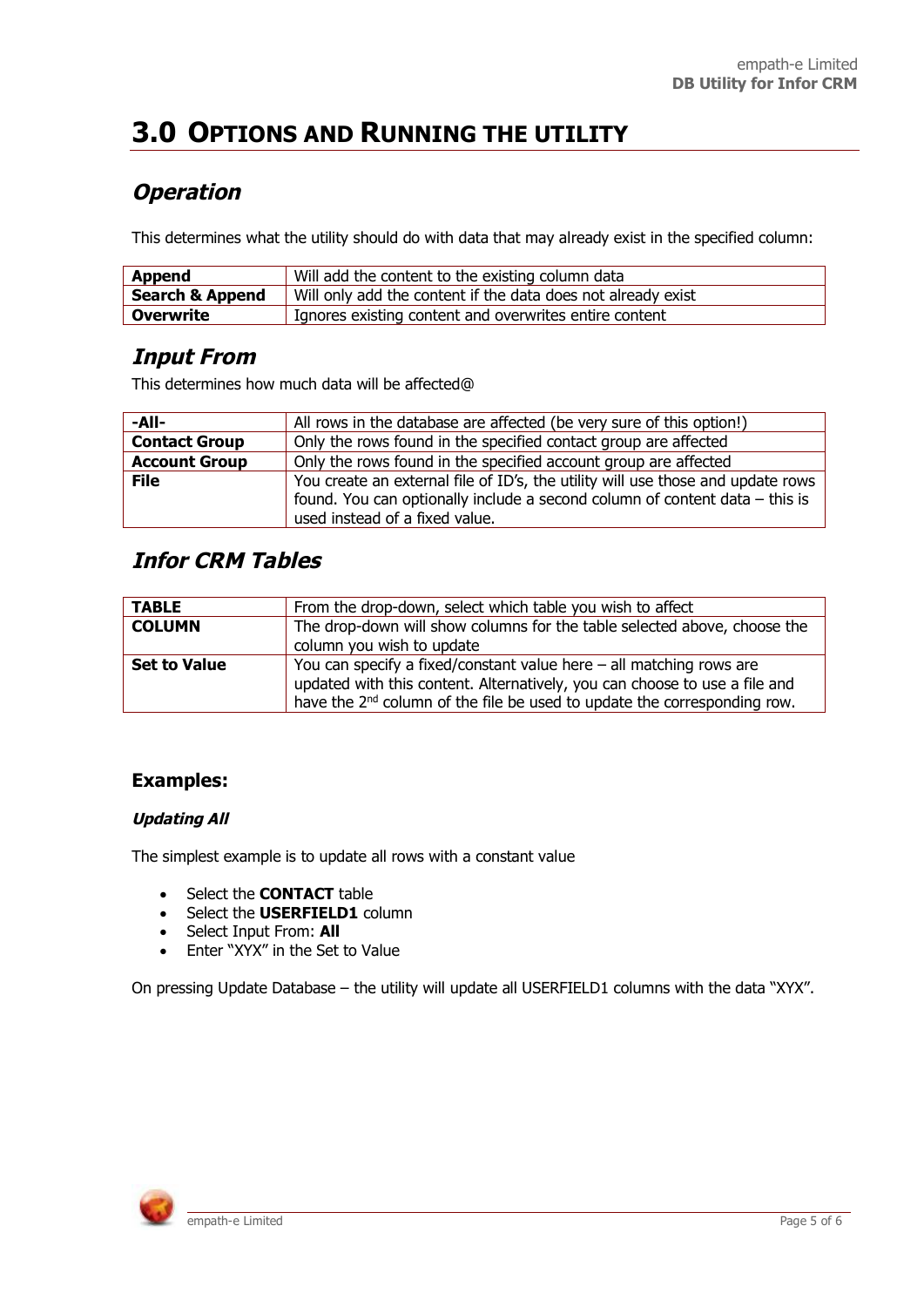# 3.0 OPTIONS AND RUNNING THE UTILITY

## *Operation*

This determines what the utility should do with data that may already exist in the specified column:

| | |
|---|---|
| **Append** | Will add the content to the existing column data |
| **Search & Append** | Will only add the content if the data does not already exist |
| **Overwrite** | Ignores existing content and overwrites entire content |

## *Input From*

This determines how much data will be affected@

| | |
|---|---|
| **-All-** | All rows in the database are affected (be very sure of this option!) |
| **Contact Group** | Only the rows found in the specified contact group are affected |
| **Account Group** | Only the rows found in the specified account group are affected |
| **File** | You create an external file of ID's, the utility will use those and update rows found. You can optionally include a second column of content data – this is used instead of a fixed value. |

## *Infor CRM Tables*

| | |
|---|---|
| **TABLE** | From the drop-down, select which table you wish to affect |
| **COLUMN** | The drop-down will show columns for the table selected above, choose the column you wish to update |
| **Set to Value** | You can specify a fixed/constant value here – all matching rows are updated with this content. Alternatively, you can choose to use a file and have the 2nd column of the file be used to update the corresponding row. |

### Examples:

#### *Updating All*

The simplest example is to update all rows with a constant value

- Select the **CONTACT** table
- Select the **USERFIELD1** column
- Select Input From: **All**
- Enter "XYX" in the Set to Value

On pressing Update Database – the utility will update all USERFIELD1 columns with the data "XYX".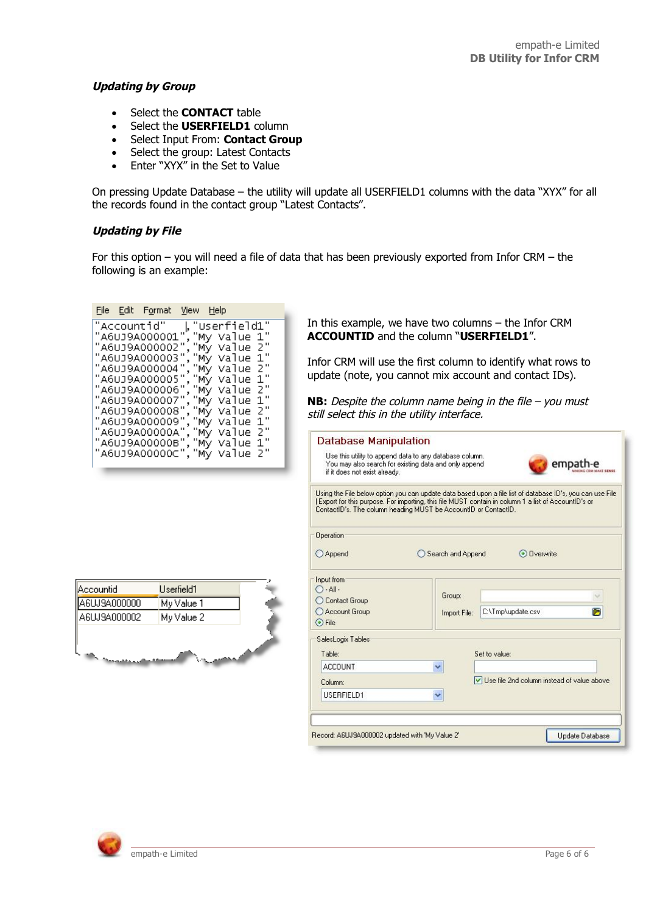### *Updating by Group*

- Select the **CONTACT** table
- Select the **USERFIELD1** column
- Select Input From: **Contact Group**
- Select the group: Latest Contacts
- Enter "XYX" in the Set to Value

On pressing Update Database – the utility will update all USERFIELD1 columns with the data "XYX" for all the records found in the contact group "Latest Contacts".

### *Updating by File*

For this option – you will need a file of data that has been previously exported from Infor CRM – the following is an example:

```
"Accountid"   ,"Userfield1"
"A6UJ9A000001","My Value 1"
"A6UJ9A000002","My Value 2"
"A6UJ9A000003","My Value 1"
"A6UJ9A000004","My Value 2"
"A6UJ9A000005","My Value 1"
"A6UJ9A000006","My Value 2"
"A6UJ9A000007","My Value 1"
"A6UJ9A000008","My Value 2"
"A6UJ9A000009","My Value 1"
"A6UJ9A00000A","My Value 2"
"A6UJ9A00000B","My Value 1"
"A6UJ9A00000C","My Value 2"
```

In this example, we have two columns – the Infor CRM **ACCOUNTID** and the column "**USERFIELD1**".

Infor CRM will use the first column to identify what rows to update (note, you cannot mix account and contact IDs).

**NB:** *Despite the column name being in the file – you must still select this in the utility interface.*

| Accountid | Userfield1 |
|---|---|
| A6UJ9A000000 | My Value 1 |
| A6UJ9A000002 | My Value 2 |

Database Manipulation

Use this utility to append data to any database column. You may also search for existing data and only append if it does not exist already.

Using the File below option you can update data based upon a file list of database ID's, you can use File | Export for this purpose. For importing, this file MUST contain in column 1 a list of AccountID's or ContactID's. The column heading MUST be AccountID or ContactID.

Operation: Append / Search and Append / Overwrite (selected)

Input from: - All - / Contact Group / Account Group / File (selected)

Group:
Import File: C:\Tmp\update.csv

SalesLogix Tables
Table: ACCOUNT
Column: USERFIELD1
Set to value:
☑ Use file 2nd column instead of value above

Record: A6UJ9A000002 updated with 'My Value 2'

Update Database